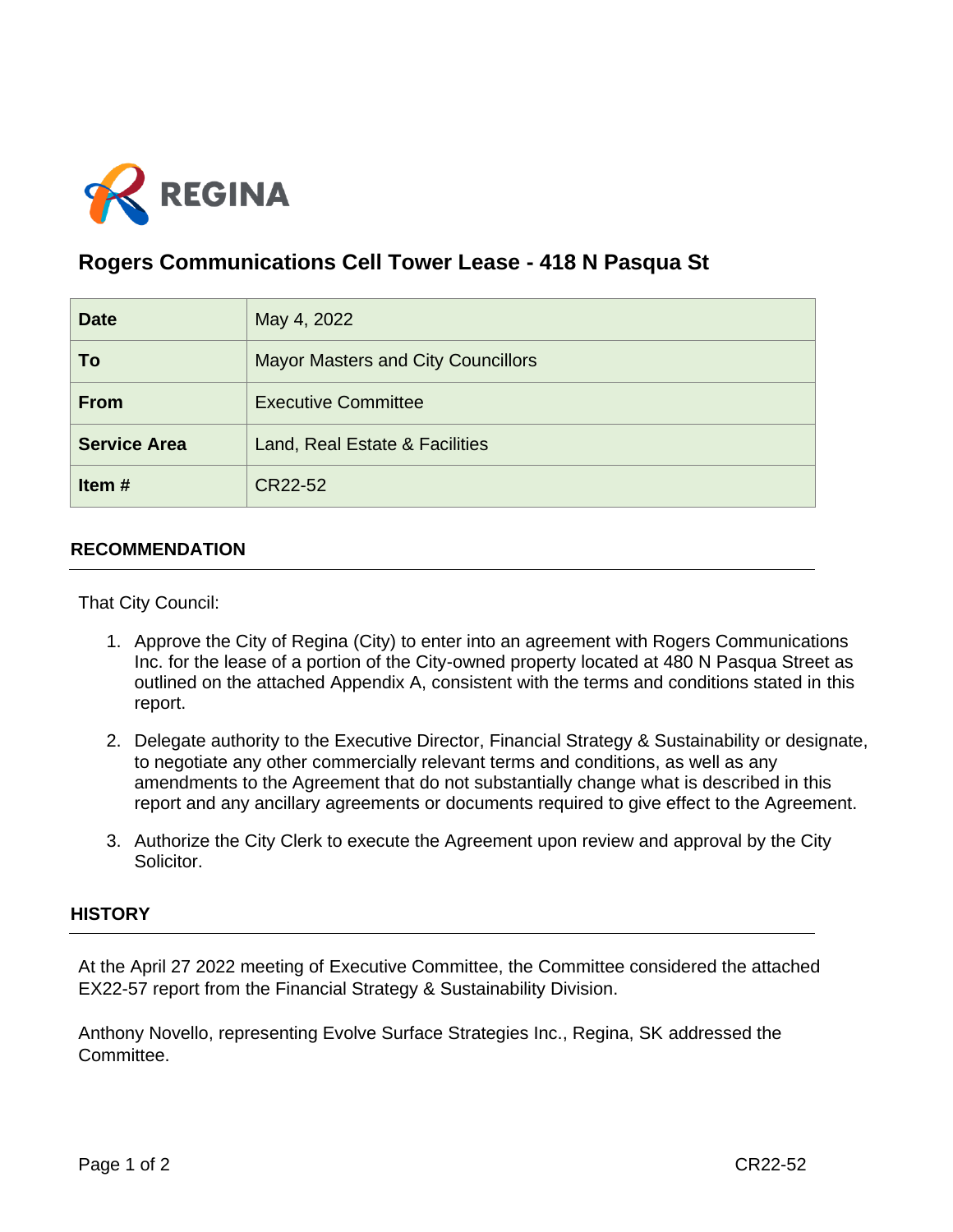REGINA

# Rogers Communications Cell Tower Lease - 418 N Pasqua St

| | |
|---|---|
| **Date** | May 4, 2022 |
| **To** | Mayor Masters and City Councillors |
| **From** | Executive Committee |
| **Service Area** | Land, Real Estate & Facilities |
| **Item #** | CR22-52 |

## RECOMMENDATION

That City Council:

1. Approve the City of Regina (City) to enter into an agreement with Rogers Communications Inc. for the lease of a portion of the City-owned property located at 480 N Pasqua Street as outlined on the attached Appendix A, consistent with the terms and conditions stated in this report.

2. Delegate authority to the Executive Director, Financial Strategy & Sustainability or designate, to negotiate any other commercially relevant terms and conditions, as well as any amendments to the Agreement that do not substantially change what is described in this report and any ancillary agreements or documents required to give effect to the Agreement.

3. Authorize the City Clerk to execute the Agreement upon review and approval by the City Solicitor.

## HISTORY

At the April 27 2022 meeting of Executive Committee, the Committee considered the attached EX22-57 report from the Financial Strategy & Sustainability Division.

Anthony Novello, representing Evolve Surface Strategies Inc., Regina, SK addressed the Committee.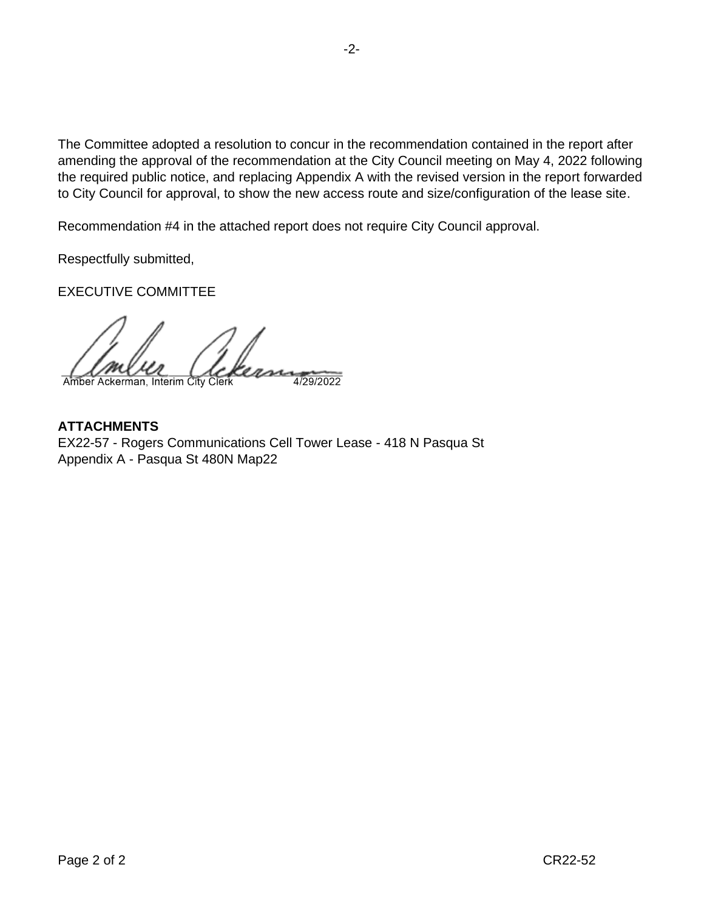The Committee adopted a resolution to concur in the recommendation contained in the report after amending the approval of the recommendation at the City Council meeting on May 4, 2022 following the required public notice, and replacing Appendix A with the revised version in the report forwarded to City Council for approval, to show the new access route and size/configuration of the lease site.

Recommendation #4 in the attached report does not require City Council approval.

Respectfully submitted,

EXECUTIVE COMMITTEE

Amber Ackerman, Interim City Clerk 4/29/2022

**ATTACHMENTS**

EX22-57 - Rogers Communications Cell Tower Lease - 418 N Pasqua St

Appendix A - Pasqua St 480N Map22